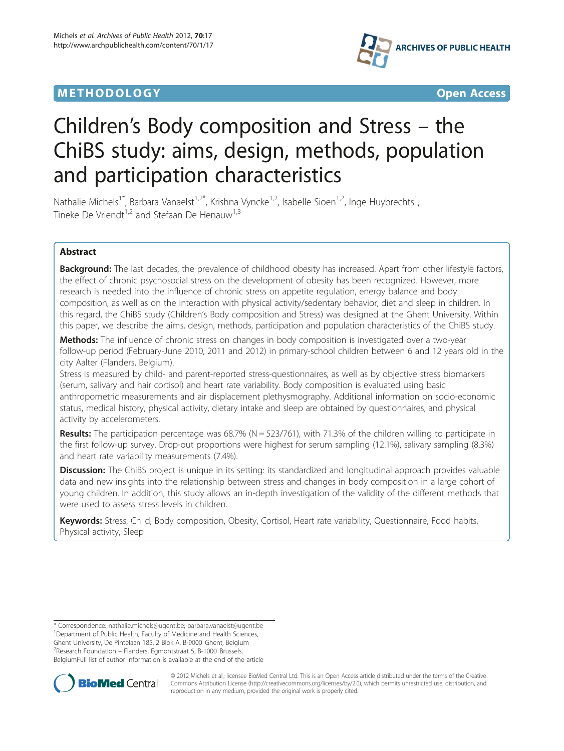METHODOLOGY Open Access

# Children's Body composition and Stress – the ChiBS study: aims, design, methods, population and participation characteristics

Nathalie Michels[1*], Barbara Vanaelst[1,2*], Krishna Vyncke[1,2], Isabelle Sioen[1,2], Inge Huybrechts[1], Tineke De Vriendt[1,2] and Stefaan De Henauw[1,3]

## Abstract

**Background:** The last decades, the prevalence of childhood obesity has increased. Apart from other lifestyle factors, the effect of chronic psychosocial stress on the development of obesity has been recognized. However, more research is needed into the influence of chronic stress on appetite regulation, energy balance and body composition, as well as on the interaction with physical activity/sedentary behavior, diet and sleep in children. In this regard, the ChiBS study (Children's Body composition and Stress) was designed at the Ghent University. Within this paper, we describe the aims, design, methods, participation and population characteristics of the ChiBS study.

**Methods:** The influence of chronic stress on changes in body composition is investigated over a two-year follow-up period (February-June 2010, 2011 and 2012) in primary-school children between 6 and 12 years old in the city Aalter (Flanders, Belgium).

Stress is measured by child- and parent-reported stress-questionnaires, as well as by objective stress biomarkers (serum, salivary and hair cortisol) and heart rate variability. Body composition is evaluated using basic anthropometric measurements and air displacement plethysmography. Additional information on socio-economic status, medical history, physical activity, dietary intake and sleep are obtained by questionnaires, and physical activity by accelerometers.

**Results:** The participation percentage was 68.7% (N = 523/761), with 71.3% of the children willing to participate in the first follow-up survey. Drop-out proportions were highest for serum sampling (12.1%), salivary sampling (8.3%) and heart rate variability measurements (7.4%).

**Discussion:** The ChiBS project is unique in its setting: its standardized and longitudinal approach provides valuable data and new insights into the relationship between stress and changes in body composition in a large cohort of young children. In addition, this study allows an in-depth investigation of the validity of the different methods that were used to assess stress levels in children.

**Keywords:** Stress, Child, Body composition, Obesity, Cortisol, Heart rate variability, Questionnaire, Food habits, Physical activity, Sleep

\* Correspondence: nathalie.michels@ugent.be; barbara.vanaelst@ugent.be
[1]Department of Public Health, Faculty of Medicine and Health Sciences, Ghent University, De Pintelaan 185, 2 Blok A, B-9000 Ghent, Belgium
[2]Research Foundation – Flanders, Egmontstraat 5, B-1000 Brussels, BelgiumFull list of author information is available at the end of the article

© 2012 Michels et al.; licensee BioMed Central Ltd. This is an Open Access article distributed under the terms of the Creative Commons Attribution License (http://creativecommons.org/licenses/by/2.0), which permits unrestricted use, distribution, and reproduction in any medium, provided the original work is properly cited.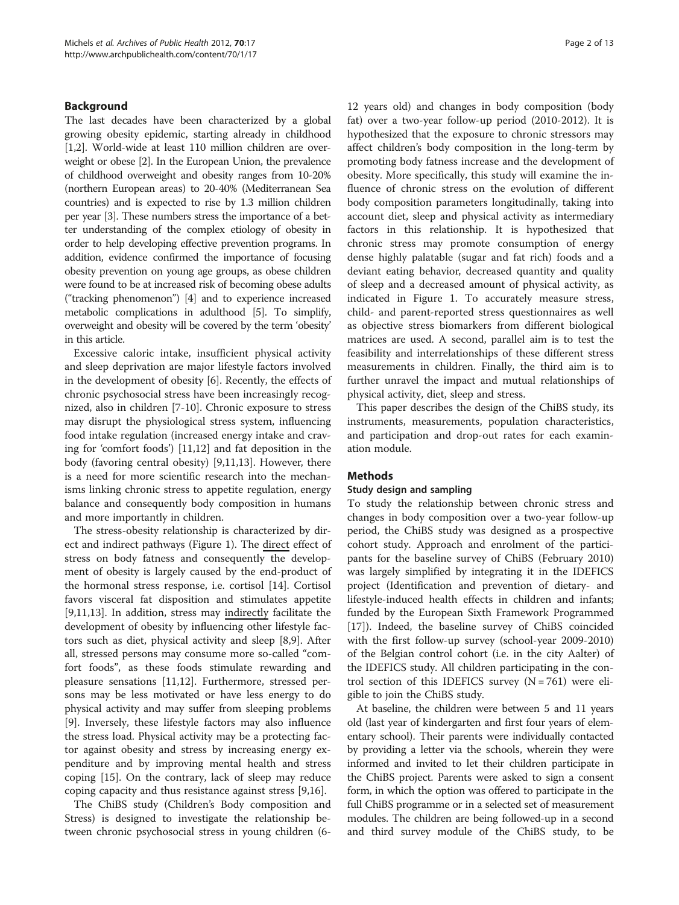## Background

The last decades have been characterized by a global growing obesity epidemic, starting already in childhood [1,2]. World-wide at least 110 million children are overweight or obese [2]. In the European Union, the prevalence of childhood overweight and obesity ranges from 10-20% (northern European areas) to 20-40% (Mediterranean Sea countries) and is expected to rise by 1.3 million children per year [3]. These numbers stress the importance of a better understanding of the complex etiology of obesity in order to help developing effective prevention programs. In addition, evidence confirmed the importance of focusing obesity prevention on young age groups, as obese children were found to be at increased risk of becoming obese adults ("tracking phenomenon") [4] and to experience increased metabolic complications in adulthood [5]. To simplify, overweight and obesity will be covered by the term 'obesity' in this article.

Excessive caloric intake, insufficient physical activity and sleep deprivation are major lifestyle factors involved in the development of obesity [6]. Recently, the effects of chronic psychosocial stress have been increasingly recognized, also in children [7-10]. Chronic exposure to stress may disrupt the physiological stress system, influencing food intake regulation (increased energy intake and craving for 'comfort foods') [11,12] and fat deposition in the body (favoring central obesity) [9,11,13]. However, there is a need for more scientific research into the mechanisms linking chronic stress to appetite regulation, energy balance and consequently body composition in humans and more importantly in children.

The stress-obesity relationship is characterized by direct and indirect pathways (Figure 1). The direct effect of stress on body fatness and consequently the development of obesity is largely caused by the end-product of the hormonal stress response, i.e. cortisol [14]. Cortisol favors visceral fat disposition and stimulates appetite [9,11,13]. In addition, stress may indirectly facilitate the development of obesity by influencing other lifestyle factors such as diet, physical activity and sleep [8,9]. After all, stressed persons may consume more so-called "comfort foods", as these foods stimulate rewarding and pleasure sensations [11,12]. Furthermore, stressed persons may be less motivated or have less energy to do physical activity and may suffer from sleeping problems [9]. Inversely, these lifestyle factors may also influence the stress load. Physical activity may be a protecting factor against obesity and stress by increasing energy expenditure and by improving mental health and stress coping [15]. On the contrary, lack of sleep may reduce coping capacity and thus resistance against stress [9,16].

The ChiBS study (Children's Body composition and Stress) is designed to investigate the relationship between chronic psychosocial stress in young children (6-12 years old) and changes in body composition (body fat) over a two-year follow-up period (2010-2012). It is hypothesized that the exposure to chronic stressors may affect children's body composition in the long-term by promoting body fatness increase and the development of obesity. More specifically, this study will examine the influence of chronic stress on the evolution of different body composition parameters longitudinally, taking into account diet, sleep and physical activity as intermediary factors in this relationship. It is hypothesized that chronic stress may promote consumption of energy dense highly palatable (sugar and fat rich) foods and a deviant eating behavior, decreased quantity and quality of sleep and a decreased amount of physical activity, as indicated in Figure 1. To accurately measure stress, child- and parent-reported stress questionnaires as well as objective stress biomarkers from different biological matrices are used. A second, parallel aim is to test the feasibility and interrelationships of these different stress measurements in children. Finally, the third aim is to further unravel the impact and mutual relationships of physical activity, diet, sleep and stress.

This paper describes the design of the ChiBS study, its instruments, measurements, population characteristics, and participation and drop-out rates for each examination module.

## Methods

### Study design and sampling

To study the relationship between chronic stress and changes in body composition over a two-year follow-up period, the ChiBS study was designed as a prospective cohort study. Approach and enrolment of the participants for the baseline survey of ChiBS (February 2010) was largely simplified by integrating it in the IDEFICS project (Identification and prevention of dietary- and lifestyle-induced health effects in children and infants; funded by the European Sixth Framework Programmed [17]). Indeed, the baseline survey of ChiBS coincided with the first follow-up survey (school-year 2009-2010) of the Belgian control cohort (i.e. in the city Aalter) of the IDEFICS study. All children participating in the control section of this IDEFICS survey (N = 761) were eligible to join the ChiBS study.

At baseline, the children were between 5 and 11 years old (last year of kindergarten and first four years of elementary school). Their parents were individually contacted by providing a letter via the schools, wherein they were informed and invited to let their children participate in the ChiBS project. Parents were asked to sign a consent form, in which the option was offered to participate in the full ChiBS programme or in a selected set of measurement modules. The children are being followed-up in a second and third survey module of the ChiBS study, to be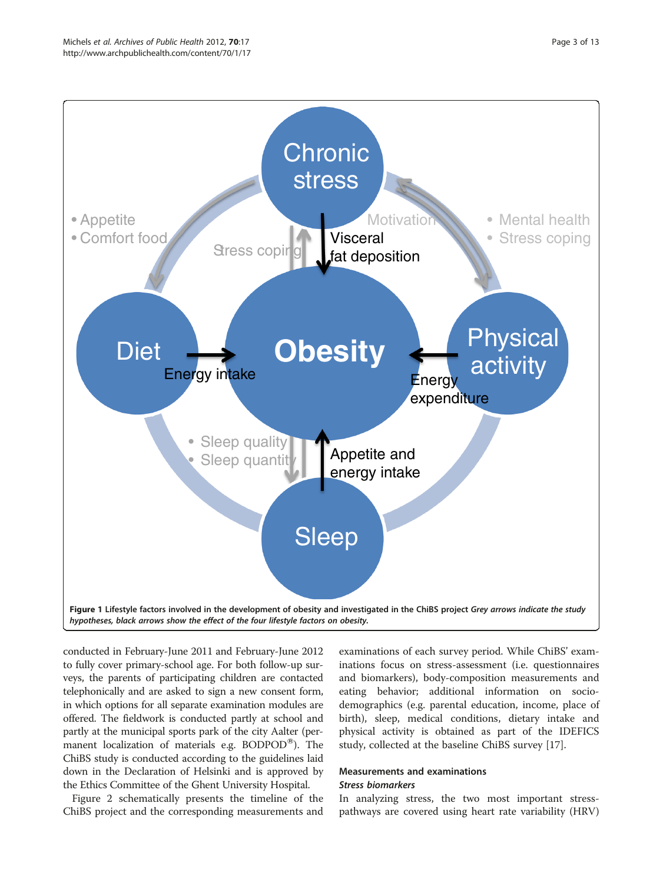**Figure 1 Lifestyle factors involved in the development of obesity and investigated in the ChiBS project** *Grey arrows indicate the study hypotheses, black arrows show the effect of the four lifestyle factors on obesity.*

conducted in February-June 2011 and February-June 2012 to fully cover primary-school age. For both follow-up surveys, the parents of participating children are contacted telephonically and are asked to sign a new consent form, in which options for all separate examination modules are offered. The fieldwork is conducted partly at school and partly at the municipal sports park of the city Aalter (permanent localization of materials e.g. BODPOD®). The ChiBS study is conducted according to the guidelines laid down in the Declaration of Helsinki and is approved by the Ethics Committee of the Ghent University Hospital.

Figure 2 schematically presents the timeline of the ChiBS project and the corresponding measurements and examinations of each survey period. While ChiBS' examinations focus on stress-assessment (i.e. questionnaires and biomarkers), body-composition measurements and eating behavior; additional information on socio-demographics (e.g. parental education, income, place of birth), sleep, medical conditions, dietary intake and physical activity is obtained as part of the IDEFICS study, collected at the baseline ChiBS survey [17].

## Measurements and examinations

### *Stress biomarkers*

In analyzing stress, the two most important stress-pathways are covered using heart rate variability (HRV)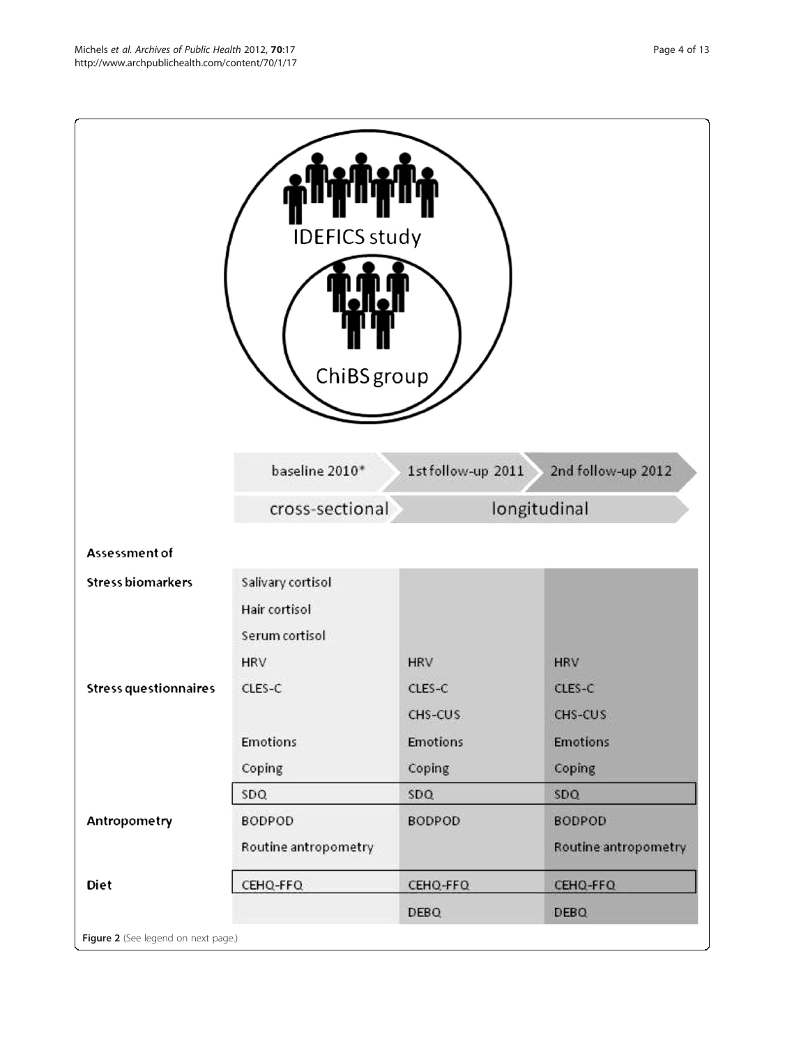IDEFICS study

ChiBS group

| | baseline 2010* | 1st follow-up 2011 | 2nd follow-up 2012 |
|---|---|---|---|
| | cross-sectional | longitudinal | |
| **Assessment of** | | | |
| **Stress biomarkers** | Salivary cortisol | | |
| | Hair cortisol | | |
| | Serum cortisol | | |
| | HRV | HRV | HRV |
| **Stress questionnaires** | CLES-C | CLES-C | CLES-C |
| | | CHS-CUS | CHS-CUS |
| | Emotions | Emotions | Emotions |
| | Coping | Coping | Coping |
| | SDQ | SDQ | SDQ |
| **Antropometry** | BODPOD | BODPOD | BODPOD |
| | Routine antropometry | | Routine antropometry |
| **Diet** | CEHQ-FFQ | CEHQ-FFQ | CEHQ-FFQ |
| | | DEBQ | DEBQ |

**Figure 2** (See legend on next page.)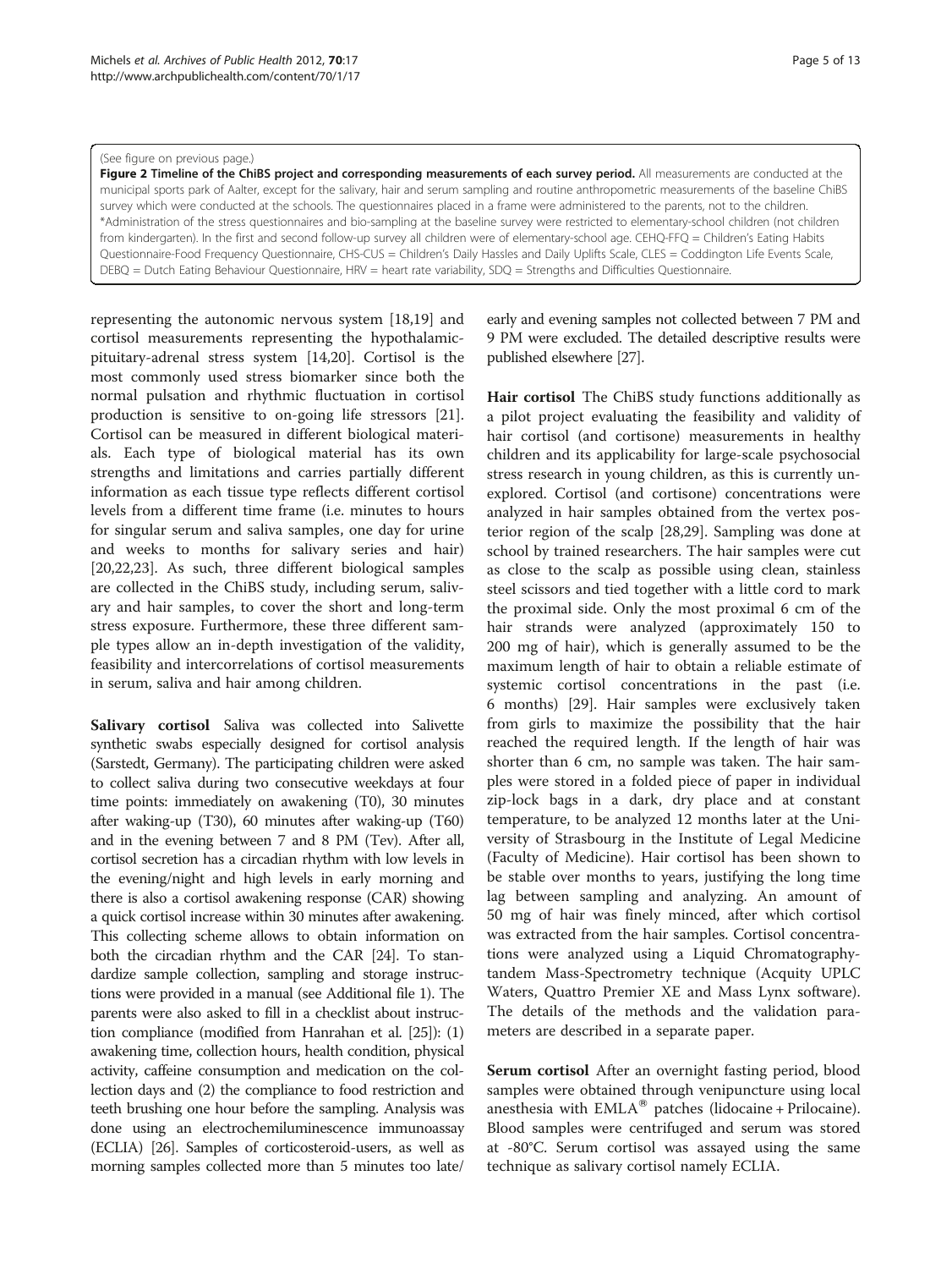(See figure on previous page.)

**Figure 2 Timeline of the ChiBS project and corresponding measurements of each survey period.** All measurements are conducted at the municipal sports park of Aalter, except for the salivary, hair and serum sampling and routine anthropometric measurements of the baseline ChiBS survey which were conducted at the schools. The questionnaires placed in a frame were administered to the parents, not to the children. *Administration of the stress questionnaires and bio-sampling at the baseline survey were restricted to elementary-school children (not children from kindergarten). In the first and second follow-up survey all children were of elementary-school age. CEHQ-FFQ = Children's Eating Habits Questionnaire-Food Frequency Questionnaire, CHS-CUS = Children's Daily Hassles and Daily Uplifts Scale, CLES = Coddington Life Events Scale, DEBQ = Dutch Eating Behaviour Questionnaire, HRV = heart rate variability, SDQ = Strengths and Difficulties Questionnaire.

representing the autonomic nervous system [18,19] and cortisol measurements representing the hypothalamic-pituitary-adrenal stress system [14,20]. Cortisol is the most commonly used stress biomarker since both the normal pulsation and rhythmic fluctuation in cortisol production is sensitive to on-going life stressors [21]. Cortisol can be measured in different biological materials. Each type of biological material has its own strengths and limitations and carries partially different information as each tissue type reflects different cortisol levels from a different time frame (i.e. minutes to hours for singular serum and saliva samples, one day for urine and weeks to months for salivary series and hair) [20,22,23]. As such, three different biological samples are collected in the ChiBS study, including serum, salivary and hair samples, to cover the short and long-term stress exposure. Furthermore, these three different sample types allow an in-depth investigation of the validity, feasibility and intercorrelations of cortisol measurements in serum, saliva and hair among children.

**Salivary cortisol** Saliva was collected into Salivette synthetic swabs especially designed for cortisol analysis (Sarstedt, Germany). The participating children were asked to collect saliva during two consecutive weekdays at four time points: immediately on awakening (T0), 30 minutes after waking-up (T30), 60 minutes after waking-up (T60) and in the evening between 7 and 8 PM (Tev). After all, cortisol secretion has a circadian rhythm with low levels in the evening/night and high levels in early morning and there is also a cortisol awakening response (CAR) showing a quick cortisol increase within 30 minutes after awakening. This collecting scheme allows to obtain information on both the circadian rhythm and the CAR [24]. To standardize sample collection, sampling and storage instructions were provided in a manual (see Additional file 1). The parents were also asked to fill in a checklist about instruction compliance (modified from Hanrahan et al. [25]): (1) awakening time, collection hours, health condition, physical activity, caffeine consumption and medication on the collection days and (2) the compliance to food restriction and teeth brushing one hour before the sampling. Analysis was done using an electrochemiluminescence immunoassay (ECLIA) [26]. Samples of corticosteroid-users, as well as morning samples collected more than 5 minutes too late/early and evening samples not collected between 7 PM and 9 PM were excluded. The detailed descriptive results were published elsewhere [27].

**Hair cortisol** The ChiBS study functions additionally as a pilot project evaluating the feasibility and validity of hair cortisol (and cortisone) measurements in healthy children and its applicability for large-scale psychosocial stress research in young children, as this is currently unexplored. Cortisol (and cortisone) concentrations were analyzed in hair samples obtained from the vertex posterior region of the scalp [28,29]. Sampling was done at school by trained researchers. The hair samples were cut as close to the scalp as possible using clean, stainless steel scissors and tied together with a little cord to mark the proximal side. Only the most proximal 6 cm of the hair strands were analyzed (approximately 150 to 200 mg of hair), which is generally assumed to be the maximum length of hair to obtain a reliable estimate of systemic cortisol concentrations in the past (i.e. 6 months) [29]. Hair samples were exclusively taken from girls to maximize the possibility that the hair reached the required length. If the length of hair was shorter than 6 cm, no sample was taken. The hair samples were stored in a folded piece of paper in individual zip-lock bags in a dark, dry place and at constant temperature, to be analyzed 12 months later at the University of Strasbourg in the Institute of Legal Medicine (Faculty of Medicine). Hair cortisol has been shown to be stable over months to years, justifying the long time lag between sampling and analyzing. An amount of 50 mg of hair was finely minced, after which cortisol was extracted from the hair samples. Cortisol concentrations were analyzed using a Liquid Chromatography-tandem Mass-Spectrometry technique (Acquity UPLC Waters, Quattro Premier XE and Mass Lynx software). The details of the methods and the validation parameters are described in a separate paper.

**Serum cortisol** After an overnight fasting period, blood samples were obtained through venipuncture using local anesthesia with EMLA® patches (lidocaine + Prilocaine). Blood samples were centrifuged and serum was stored at -80°C. Serum cortisol was assayed using the same technique as salivary cortisol namely ECLIA.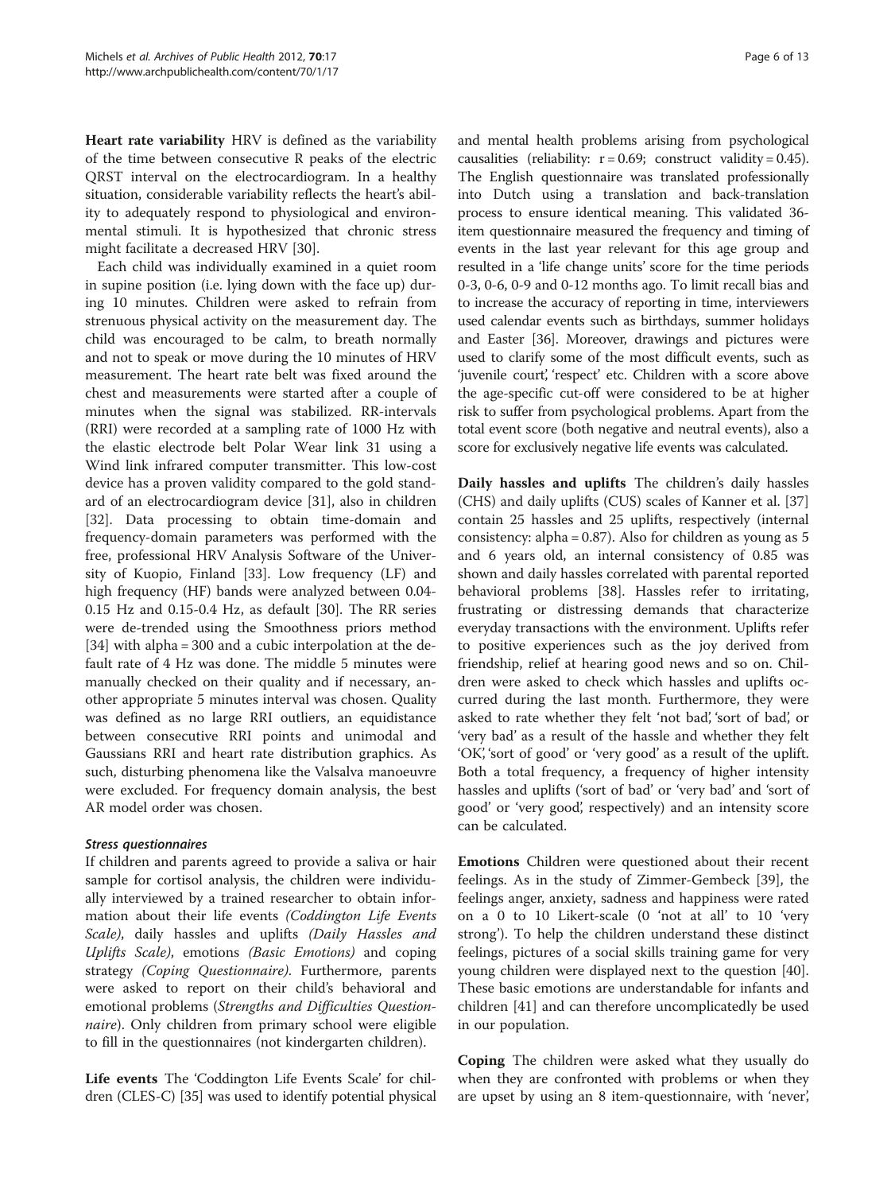**Heart rate variability** HRV is defined as the variability of the time between consecutive R peaks of the electric QRST interval on the electrocardiogram. In a healthy situation, considerable variability reflects the heart's ability to adequately respond to physiological and environmental stimuli. It is hypothesized that chronic stress might facilitate a decreased HRV [30].

Each child was individually examined in a quiet room in supine position (i.e. lying down with the face up) during 10 minutes. Children were asked to refrain from strenuous physical activity on the measurement day. The child was encouraged to be calm, to breath normally and not to speak or move during the 10 minutes of HRV measurement. The heart rate belt was fixed around the chest and measurements were started after a couple of minutes when the signal was stabilized. RR-intervals (RRI) were recorded at a sampling rate of 1000 Hz with the elastic electrode belt Polar Wear link 31 using a Wind link infrared computer transmitter. This low-cost device has a proven validity compared to the gold standard of an electrocardiogram device [31], also in children [32]. Data processing to obtain time-domain and frequency-domain parameters was performed with the free, professional HRV Analysis Software of the University of Kuopio, Finland [33]. Low frequency (LF) and high frequency (HF) bands were analyzed between 0.04-0.15 Hz and 0.15-0.4 Hz, as default [30]. The RR series were de-trended using the Smoothness priors method [34] with alpha = 300 and a cubic interpolation at the default rate of 4 Hz was done. The middle 5 minutes were manually checked on their quality and if necessary, another appropriate 5 minutes interval was chosen. Quality was defined as no large RRI outliers, an equidistance between consecutive RRI points and unimodal and Gaussians RRI and heart rate distribution graphics. As such, disturbing phenomena like the Valsalva manoeuvre were excluded. For frequency domain analysis, the best AR model order was chosen.

#### *Stress questionnaires*

If children and parents agreed to provide a saliva or hair sample for cortisol analysis, the children were individually interviewed by a trained researcher to obtain information about their life events *(Coddington Life Events Scale)*, daily hassles and uplifts *(Daily Hassles and Uplifts Scale)*, emotions *(Basic Emotions)* and coping strategy *(Coping Questionnaire)*. Furthermore, parents were asked to report on their child's behavioral and emotional problems (*Strengths and Difficulties Questionnaire*). Only children from primary school were eligible to fill in the questionnaires (not kindergarten children).

**Life events** The 'Coddington Life Events Scale' for children (CLES-C) [35] was used to identify potential physical and mental health problems arising from psychological causalities (reliability: r = 0.69; construct validity = 0.45). The English questionnaire was translated professionally into Dutch using a translation and back-translation process to ensure identical meaning. This validated 36-item questionnaire measured the frequency and timing of events in the last year relevant for this age group and resulted in a 'life change units' score for the time periods 0-3, 0-6, 0-9 and 0-12 months ago. To limit recall bias and to increase the accuracy of reporting in time, interviewers used calendar events such as birthdays, summer holidays and Easter [36]. Moreover, drawings and pictures were used to clarify some of the most difficult events, such as 'juvenile court', 'respect' etc. Children with a score above the age-specific cut-off were considered to be at higher risk to suffer from psychological problems. Apart from the total event score (both negative and neutral events), also a score for exclusively negative life events was calculated.

**Daily hassles and uplifts** The children's daily hassles (CHS) and daily uplifts (CUS) scales of Kanner et al. [37] contain 25 hassles and 25 uplifts, respectively (internal consistency: alpha = 0.87). Also for children as young as 5 and 6 years old, an internal consistency of 0.85 was shown and daily hassles correlated with parental reported behavioral problems [38]. Hassles refer to irritating, frustrating or distressing demands that characterize everyday transactions with the environment. Uplifts refer to positive experiences such as the joy derived from friendship, relief at hearing good news and so on. Children were asked to check which hassles and uplifts occurred during the last month. Furthermore, they were asked to rate whether they felt 'not bad', 'sort of bad', or 'very bad' as a result of the hassle and whether they felt 'OK', 'sort of good' or 'very good' as a result of the uplift. Both a total frequency, a frequency of higher intensity hassles and uplifts ('sort of bad' or 'very bad' and 'sort of good' or 'very good', respectively) and an intensity score can be calculated.

**Emotions** Children were questioned about their recent feelings. As in the study of Zimmer-Gembeck [39], the feelings anger, anxiety, sadness and happiness were rated on a 0 to 10 Likert-scale (0 'not at all' to 10 'very strong'). To help the children understand these distinct feelings, pictures of a social skills training game for very young children were displayed next to the question [40]. These basic emotions are understandable for infants and children [41] and can therefore uncomplicatedly be used in our population.

**Coping** The children were asked what they usually do when they are confronted with problems or when they are upset by using an 8 item-questionnaire, with 'never',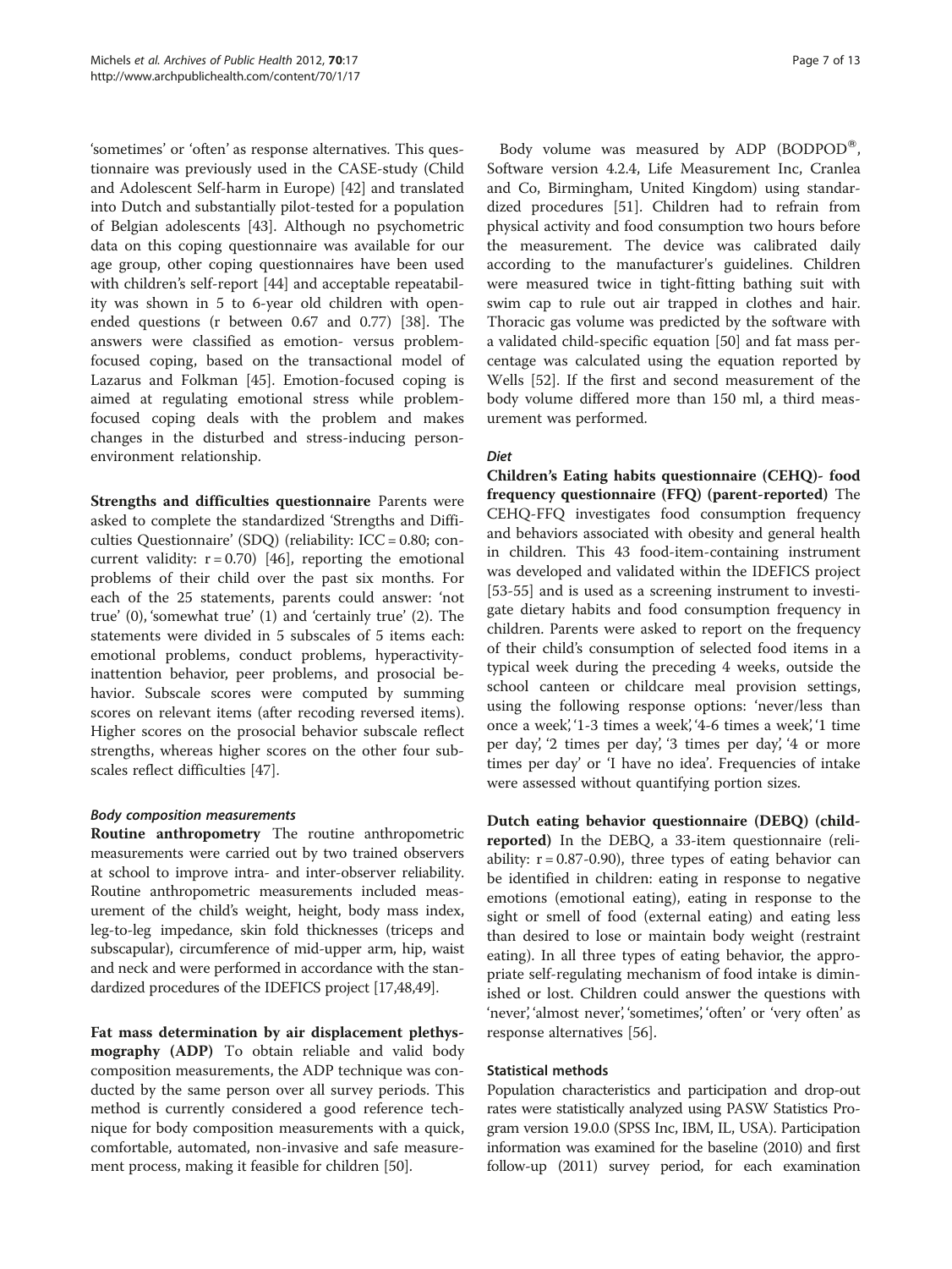'sometimes' or 'often' as response alternatives. This questionnaire was previously used in the CASE-study (Child and Adolescent Self-harm in Europe) [42] and translated into Dutch and substantially pilot-tested for a population of Belgian adolescents [43]. Although no psychometric data on this coping questionnaire was available for our age group, other coping questionnaires have been used with children's self-report [44] and acceptable repeatability was shown in 5 to 6-year old children with open-ended questions (r between 0.67 and 0.77) [38]. The answers were classified as emotion- versus problem-focused coping, based on the transactional model of Lazarus and Folkman [45]. Emotion-focused coping is aimed at regulating emotional stress while problem-focused coping deals with the problem and makes changes in the disturbed and stress-inducing person-environment relationship.

**Strengths and difficulties questionnaire** Parents were asked to complete the standardized 'Strengths and Difficulties Questionnaire' (SDQ) (reliability: ICC = 0.80; concurrent validity: r = 0.70) [46], reporting the emotional problems of their child over the past six months. For each of the 25 statements, parents could answer: 'not true' (0), 'somewhat true' (1) and 'certainly true' (2). The statements were divided in 5 subscales of 5 items each: emotional problems, conduct problems, hyperactivity-inattention behavior, peer problems, and prosocial behavior. Subscale scores were computed by summing scores on relevant items (after recoding reversed items). Higher scores on the prosocial behavior subscale reflect strengths, whereas higher scores on the other four subscales reflect difficulties [47].

### *Body composition measurements*

**Routine anthropometry** The routine anthropometric measurements were carried out by two trained observers at school to improve intra- and inter-observer reliability. Routine anthropometric measurements included measurement of the child's weight, height, body mass index, leg-to-leg impedance, skin fold thicknesses (triceps and subscapular), circumference of mid-upper arm, hip, waist and neck and were performed in accordance with the standardized procedures of the IDEFICS project [17,48,49].

**Fat mass determination by air displacement plethysmography (ADP)** To obtain reliable and valid body composition measurements, the ADP technique was conducted by the same person over all survey periods. This method is currently considered a good reference technique for body composition measurements with a quick, comfortable, automated, non-invasive and safe measurement process, making it feasible for children [50].

Body volume was measured by ADP (BODPOD®, Software version 4.2.4, Life Measurement Inc, Cranlea and Co, Birmingham, United Kingdom) using standardized procedures [51]. Children had to refrain from physical activity and food consumption two hours before the measurement. The device was calibrated daily according to the manufacturer's guidelines. Children were measured twice in tight-fitting bathing suit with swim cap to rule out air trapped in clothes and hair. Thoracic gas volume was predicted by the software with a validated child-specific equation [50] and fat mass percentage was calculated using the equation reported by Wells [52]. If the first and second measurement of the body volume differed more than 150 ml, a third measurement was performed.

### *Diet*

**Children's Eating habits questionnaire (CEHQ)- food frequency questionnaire (FFQ) (parent-reported)** The CEHQ-FFQ investigates food consumption frequency and behaviors associated with obesity and general health in children. This 43 food-item-containing instrument was developed and validated within the IDEFICS project [53-55] and is used as a screening instrument to investigate dietary habits and food consumption frequency in children. Parents were asked to report on the frequency of their child's consumption of selected food items in a typical week during the preceding 4 weeks, outside the school canteen or childcare meal provision settings, using the following response options: 'never/less than once a week', '1-3 times a week', '4-6 times a week', '1 time per day', '2 times per day', '3 times per day', '4 or more times per day' or 'I have no idea'. Frequencies of intake were assessed without quantifying portion sizes.

**Dutch eating behavior questionnaire (DEBQ) (child-reported)** In the DEBQ, a 33-item questionnaire (reliability: r = 0.87-0.90), three types of eating behavior can be identified in children: eating in response to negative emotions (emotional eating), eating in response to the sight or smell of food (external eating) and eating less than desired to lose or maintain body weight (restraint eating). In all three types of eating behavior, the appropriate self-regulating mechanism of food intake is diminished or lost. Children could answer the questions with 'never', 'almost never', 'sometimes', 'often' or 'very often' as response alternatives [56].

### Statistical methods

Population characteristics and participation and drop-out rates were statistically analyzed using PASW Statistics Program version 19.0.0 (SPSS Inc, IBM, IL, USA). Participation information was examined for the baseline (2010) and first follow-up (2011) survey period, for each examination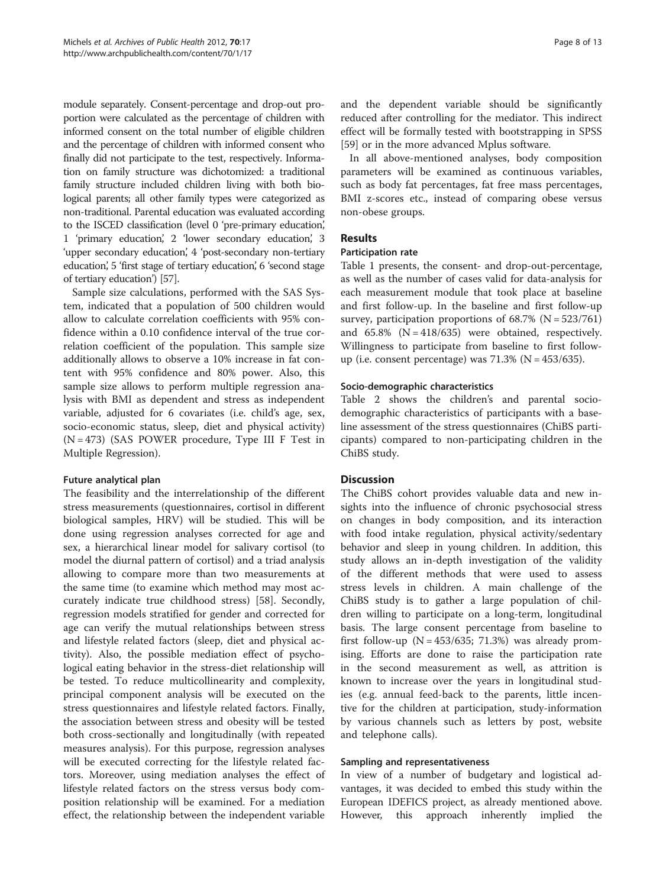module separately. Consent-percentage and drop-out proportion were calculated as the percentage of children with informed consent on the total number of eligible children and the percentage of children with informed consent who finally did not participate to the test, respectively. Information on family structure was dichotomized: a traditional family structure included children living with both biological parents; all other family types were categorized as non-traditional. Parental education was evaluated according to the ISCED classification (level 0 'pre-primary education', 1 'primary education', 2 'lower secondary education', 3 'upper secondary education', 4 'post-secondary non-tertiary education', 5 'first stage of tertiary education', 6 'second stage of tertiary education') [57].

Sample size calculations, performed with the SAS System, indicated that a population of 500 children would allow to calculate correlation coefficients with 95% confidence within a 0.10 confidence interval of the true correlation coefficient of the population. This sample size additionally allows to observe a 10% increase in fat content with 95% confidence and 80% power. Also, this sample size allows to perform multiple regression analysis with BMI as dependent and stress as independent variable, adjusted for 6 covariates (i.e. child's age, sex, socio-economic status, sleep, diet and physical activity) (N = 473) (SAS POWER procedure, Type III F Test in Multiple Regression).

#### Future analytical plan

The feasibility and the interrelationship of the different stress measurements (questionnaires, cortisol in different biological samples, HRV) will be studied. This will be done using regression analyses corrected for age and sex, a hierarchical linear model for salivary cortisol (to model the diurnal pattern of cortisol) and a triad analysis allowing to compare more than two measurements at the same time (to examine which method may most accurately indicate true childhood stress) [58]. Secondly, regression models stratified for gender and corrected for age can verify the mutual relationships between stress and lifestyle related factors (sleep, diet and physical activity). Also, the possible mediation effect of psychological eating behavior in the stress-diet relationship will be tested. To reduce multicollinearity and complexity, principal component analysis will be executed on the stress questionnaires and lifestyle related factors. Finally, the association between stress and obesity will be tested both cross-sectionally and longitudinally (with repeated measures analysis). For this purpose, regression analyses will be executed correcting for the lifestyle related factors. Moreover, using mediation analyses the effect of lifestyle related factors on the stress versus body composition relationship will be examined. For a mediation effect, the relationship between the independent variable and the dependent variable should be significantly reduced after controlling for the mediator. This indirect effect will be formally tested with bootstrapping in SPSS [59] or in the more advanced Mplus software.

In all above-mentioned analyses, body composition parameters will be examined as continuous variables, such as body fat percentages, fat free mass percentages, BMI z-scores etc., instead of comparing obese versus non-obese groups.

## Results

#### Participation rate

Table 1 presents, the consent- and drop-out-percentage, as well as the number of cases valid for data-analysis for each measurement module that took place at baseline and first follow-up. In the baseline and first follow-up survey, participation proportions of 68.7% (N = 523/761) and 65.8% (N = 418/635) were obtained, respectively. Willingness to participate from baseline to first follow-up (i.e. consent percentage) was 71.3% (N = 453/635).

#### Socio-demographic characteristics

Table 2 shows the children's and parental socio-demographic characteristics of participants with a baseline assessment of the stress questionnaires (ChiBS participants) compared to non-participating children in the ChiBS study.

## Discussion

The ChiBS cohort provides valuable data and new insights into the influence of chronic psychosocial stress on changes in body composition, and its interaction with food intake regulation, physical activity/sedentary behavior and sleep in young children. In addition, this study allows an in-depth investigation of the validity of the different methods that were used to assess stress levels in children. A main challenge of the ChiBS study is to gather a large population of children willing to participate on a long-term, longitudinal basis. The large consent percentage from baseline to first follow-up (N = 453/635; 71.3%) was already promising. Efforts are done to raise the participation rate in the second measurement as well, as attrition is known to increase over the years in longitudinal studies (e.g. annual feed-back to the parents, little incentive for the children at participation, study-information by various channels such as letters by post, website and telephone calls).

#### Sampling and representativeness

In view of a number of budgetary and logistical advantages, it was decided to embed this study within the European IDEFICS project, as already mentioned above. However, this approach inherently implied the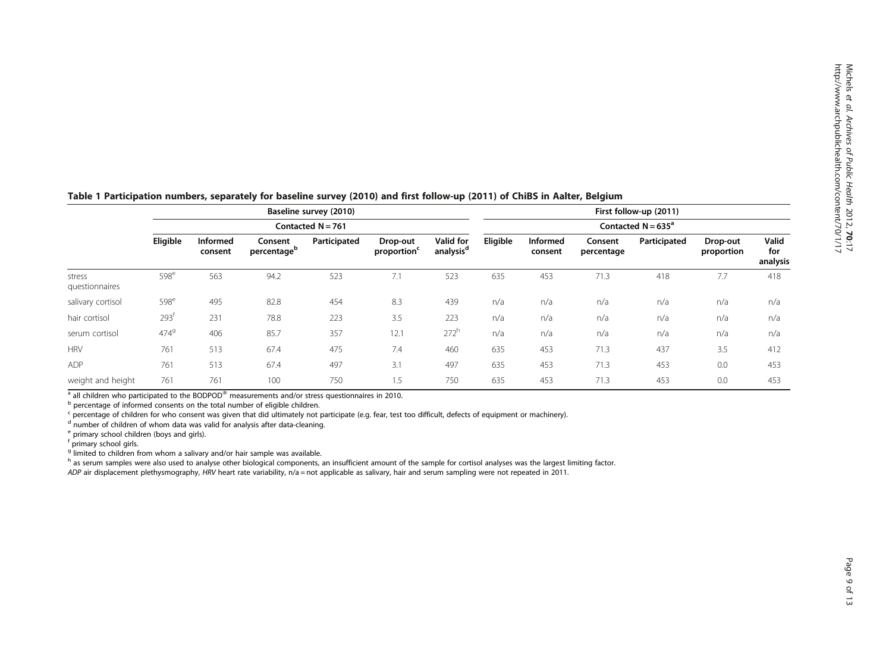**Table 1 Participation numbers, separately for baseline survey (2010) and first follow-up (2011) of ChiBS in Aalter, Belgium**

| | Baseline survey (2010) | | | | | | First follow-up (2011) | | | | | |
|---|---|---|---|---|---|---|---|---|---|---|---|---|
| | Contacted N = 761 | | | | | | Contacted N = 635[a] | | | | | |
| | Eligible | Informed consent | Consent percentage[b] | Participated | Drop-out proportion[c] | Valid for analysis[d] | Eligible | Informed consent | Consent percentage | Participated | Drop-out proportion | Valid for analysis |
| stress questionnaires | 598[e] | 563 | 94.2 | 523 | 7.1 | 523 | 635 | 453 | 71.3 | 418 | 7.7 | 418 |
| salivary cortisol | 598[e] | 495 | 82.8 | 454 | 8.3 | 439 | n/a | n/a | n/a | n/a | n/a | n/a |
| hair cortisol | 293[f] | 231 | 78.8 | 223 | 3.5 | 223 | n/a | n/a | n/a | n/a | n/a | n/a |
| serum cortisol | 474[g] | 406 | 85.7 | 357 | 12.1 | 272[h] | n/a | n/a | n/a | n/a | n/a | n/a |
| HRV | 761 | 513 | 67.4 | 475 | 7.4 | 460 | 635 | 453 | 71.3 | 437 | 3.5 | 412 |
| ADP | 761 | 513 | 67.4 | 497 | 3.1 | 497 | 635 | 453 | 71.3 | 453 | 0.0 | 453 |
| weight and height | 761 | 761 | 100 | 750 | 1.5 | 750 | 635 | 453 | 71.3 | 453 | 0.0 | 453 |

[a] all children who participated to the BODPOD® measurements and/or stress questionnaires in 2010.
[b] percentage of informed consents on the total number of eligible children.
[c] percentage of children for who consent was given that did ultimately not participate (e.g. fear, test too difficult, defects of equipment or machinery).
[d] number of children of whom data was valid for analysis after data-cleaning.
[e] primary school children (boys and girls).
[f] primary school girls.
[g] limited to children from whom a salivary and/or hair sample was available.
[h] as serum samples were also used to analyse other biological components, an insufficient amount of the sample for cortisol analyses was the largest limiting factor.
*ADP* air displacement plethysmography, *HRV* heart rate variability, n/a = not applicable as salivary, hair and serum sampling were not repeated in 2011.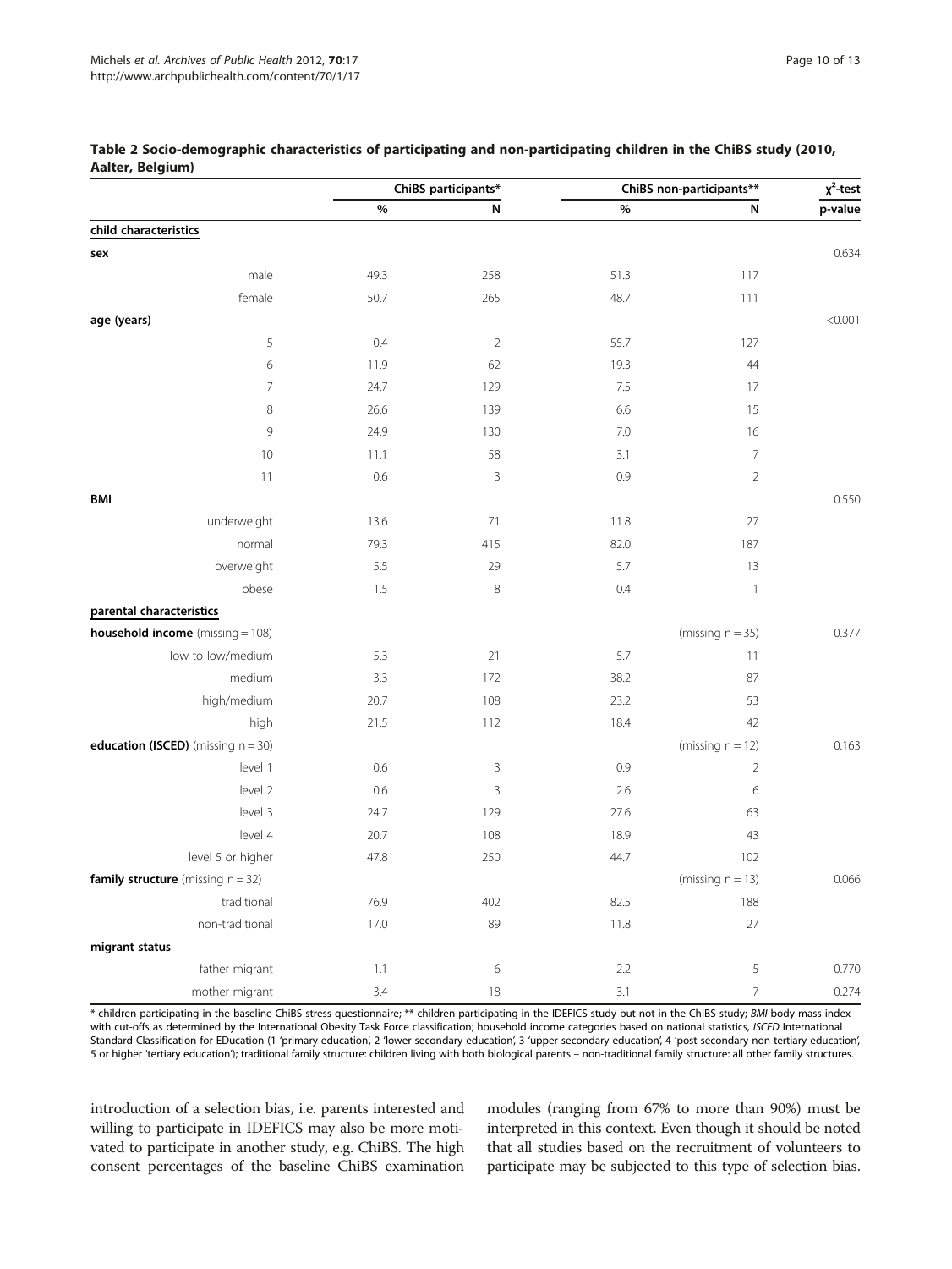**Table 2 Socio-demographic characteristics of participating and non-participating children in the ChiBS study (2010, Aalter, Belgium)**

| | ChiBS participants* | | ChiBS non-participants** | | $\chi^2$-test |
|---|---|---|---|---|---|
| | % | N | % | N | p-value |
| **child characteristics** | | | | | |
| **sex** | | | | | 0.634 |
| male | 49.3 | 258 | 51.3 | 117 | |
| female | 50.7 | 265 | 48.7 | 111 | |
| **age (years)** | | | | | <0.001 |
| 5 | 0.4 | 2 | 55.7 | 127 | |
| 6 | 11.9 | 62 | 19.3 | 44 | |
| 7 | 24.7 | 129 | 7.5 | 17 | |
| 8 | 26.6 | 139 | 6.6 | 15 | |
| 9 | 24.9 | 130 | 7.0 | 16 | |
| 10 | 11.1 | 58 | 3.1 | 7 | |
| 11 | 0.6 | 3 | 0.9 | 2 | |
| **BMI** | | | | | 0.550 |
| underweight | 13.6 | 71 | 11.8 | 27 | |
| normal | 79.3 | 415 | 82.0 | 187 | |
| overweight | 5.5 | 29 | 5.7 | 13 | |
| obese | 1.5 | 8 | 0.4 | 1 | |
| **parental characteristics** | | | | | |
| **household income** (missing = 108) | | | | (missing n = 35) | 0.377 |
| low to low/medium | 5.3 | 21 | 5.7 | 11 | |
| medium | 3.3 | 172 | 38.2 | 87 | |
| high/medium | 20.7 | 108 | 23.2 | 53 | |
| high | 21.5 | 112 | 18.4 | 42 | |
| **education (ISCED)** (missing n = 30) | | | | (missing n = 12) | 0.163 |
| level 1 | 0.6 | 3 | 0.9 | 2 | |
| level 2 | 0.6 | 3 | 2.6 | 6 | |
| level 3 | 24.7 | 129 | 27.6 | 63 | |
| level 4 | 20.7 | 108 | 18.9 | 43 | |
| level 5 or higher | 47.8 | 250 | 44.7 | 102 | |
| **family structure** (missing n = 32) | | | | (missing n = 13) | 0.066 |
| traditional | 76.9 | 402 | 82.5 | 188 | |
| non-traditional | 17.0 | 89 | 11.8 | 27 | |
| **migrant status** | | | | | |
| father migrant | 1.1 | 6 | 2.2 | 5 | 0.770 |
| mother migrant | 3.4 | 18 | 3.1 | 7 | 0.274 |

\* children participating in the baseline ChiBS stress-questionnaire; ** children participating in the IDEFICS study but not in the ChiBS study; *BMI* body mass index with cut-offs as determined by the International Obesity Task Force classification; household income categories based on national statistics, *ISCED* International Standard Classification for EDucation (1 'primary education', 2 'lower secondary education', 3 'upper secondary education', 4 'post-secondary non-tertiary education', 5 or higher 'tertiary education'); traditional family structure: children living with both biological parents – non-traditional family structure: all other family structures.

introduction of a selection bias, i.e. parents interested and willing to participate in IDEFICS may also be more motivated to participate in another study, e.g. ChiBS. The high consent percentages of the baseline ChiBS examination modules (ranging from 67% to more than 90%) must be interpreted in this context. Even though it should be noted that all studies based on the recruitment of volunteers to participate may be subjected to this type of selection bias.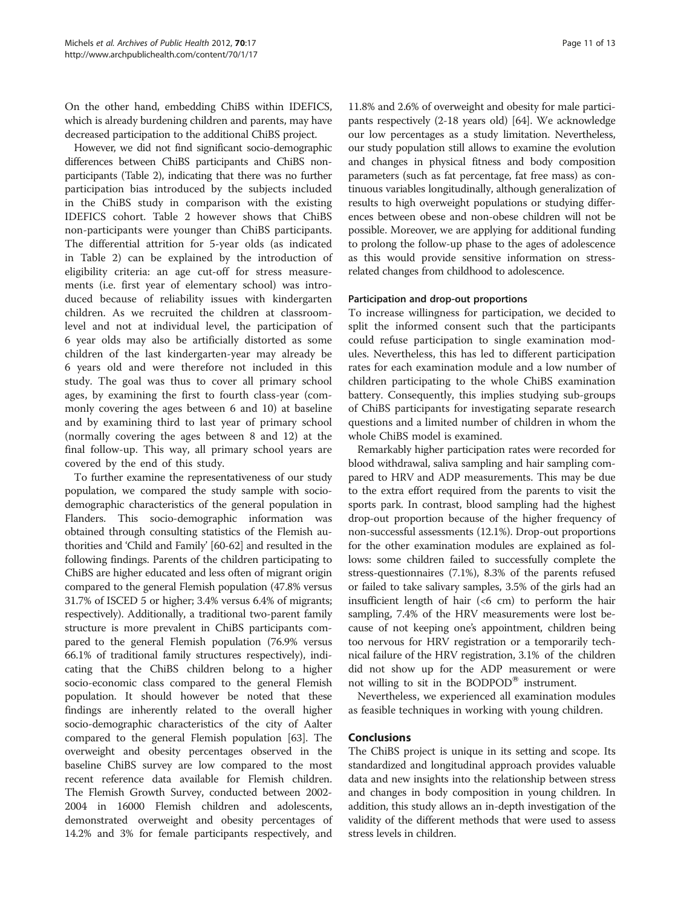On the other hand, embedding ChiBS within IDEFICS, which is already burdening children and parents, may have decreased participation to the additional ChiBS project.

However, we did not find significant socio-demographic differences between ChiBS participants and ChiBS non-participants (Table 2), indicating that there was no further participation bias introduced by the subjects included in the ChiBS study in comparison with the existing IDEFICS cohort. Table 2 however shows that ChiBS non-participants were younger than ChiBS participants. The differential attrition for 5-year olds (as indicated in Table 2) can be explained by the introduction of eligibility criteria: an age cut-off for stress measurements (i.e. first year of elementary school) was introduced because of reliability issues with kindergarten children. As we recruited the children at classroom-level and not at individual level, the participation of 6 year olds may also be artificially distorted as some children of the last kindergarten-year may already be 6 years old and were therefore not included in this study. The goal was thus to cover all primary school ages, by examining the first to fourth class-year (commonly covering the ages between 6 and 10) at baseline and by examining third to last year of primary school (normally covering the ages between 8 and 12) at the final follow-up. This way, all primary school years are covered by the end of this study.

To further examine the representativeness of our study population, we compared the study sample with socio-demographic characteristics of the general population in Flanders. This socio-demographic information was obtained through consulting statistics of the Flemish authorities and 'Child and Family' [60-62] and resulted in the following findings. Parents of the children participating to ChiBS are higher educated and less often of migrant origin compared to the general Flemish population (47.8% versus 31.7% of ISCED 5 or higher; 3.4% versus 6.4% of migrants; respectively). Additionally, a traditional two-parent family structure is more prevalent in ChiBS participants compared to the general Flemish population (76.9% versus 66.1% of traditional family structures respectively), indicating that the ChiBS children belong to a higher socio-economic class compared to the general Flemish population. It should however be noted that these findings are inherently related to the overall higher socio-demographic characteristics of the city of Aalter compared to the general Flemish population [63]. The overweight and obesity percentages observed in the baseline ChiBS survey are low compared to the most recent reference data available for Flemish children. The Flemish Growth Survey, conducted between 2002-2004 in 16000 Flemish children and adolescents, demonstrated overweight and obesity percentages of 14.2% and 3% for female participants respectively, and 11.8% and 2.6% of overweight and obesity for male participants respectively (2-18 years old) [64]. We acknowledge our low percentages as a study limitation. Nevertheless, our study population still allows to examine the evolution and changes in physical fitness and body composition parameters (such as fat percentage, fat free mass) as continuous variables longitudinally, although generalization of results to high overweight populations or studying differences between obese and non-obese children will not be possible. Moreover, we are applying for additional funding to prolong the follow-up phase to the ages of adolescence as this would provide sensitive information on stress-related changes from childhood to adolescence.

### Participation and drop-out proportions

To increase willingness for participation, we decided to split the informed consent such that the participants could refuse participation to single examination modules. Nevertheless, this has led to different participation rates for each examination module and a low number of children participating to the whole ChiBS examination battery. Consequently, this implies studying sub-groups of ChiBS participants for investigating separate research questions and a limited number of children in whom the whole ChiBS model is examined.

Remarkably higher participation rates were recorded for blood withdrawal, saliva sampling and hair sampling compared to HRV and ADP measurements. This may be due to the extra effort required from the parents to visit the sports park. In contrast, blood sampling had the highest drop-out proportion because of the higher frequency of non-successful assessments (12.1%). Drop-out proportions for the other examination modules are explained as follows: some children failed to successfully complete the stress-questionnaires (7.1%), 8.3% of the parents refused or failed to take salivary samples, 3.5% of the girls had an insufficient length of hair (<6 cm) to perform the hair sampling, 7.4% of the HRV measurements were lost because of not keeping one's appointment, children being too nervous for HRV registration or a temporarily technical failure of the HRV registration, 3.1% of the children did not show up for the ADP measurement or were not willing to sit in the BODPOD® instrument.

Nevertheless, we experienced all examination modules as feasible techniques in working with young children.

## Conclusions

The ChiBS project is unique in its setting and scope. Its standardized and longitudinal approach provides valuable data and new insights into the relationship between stress and changes in body composition in young children. In addition, this study allows an in-depth investigation of the validity of the different methods that were used to assess stress levels in children.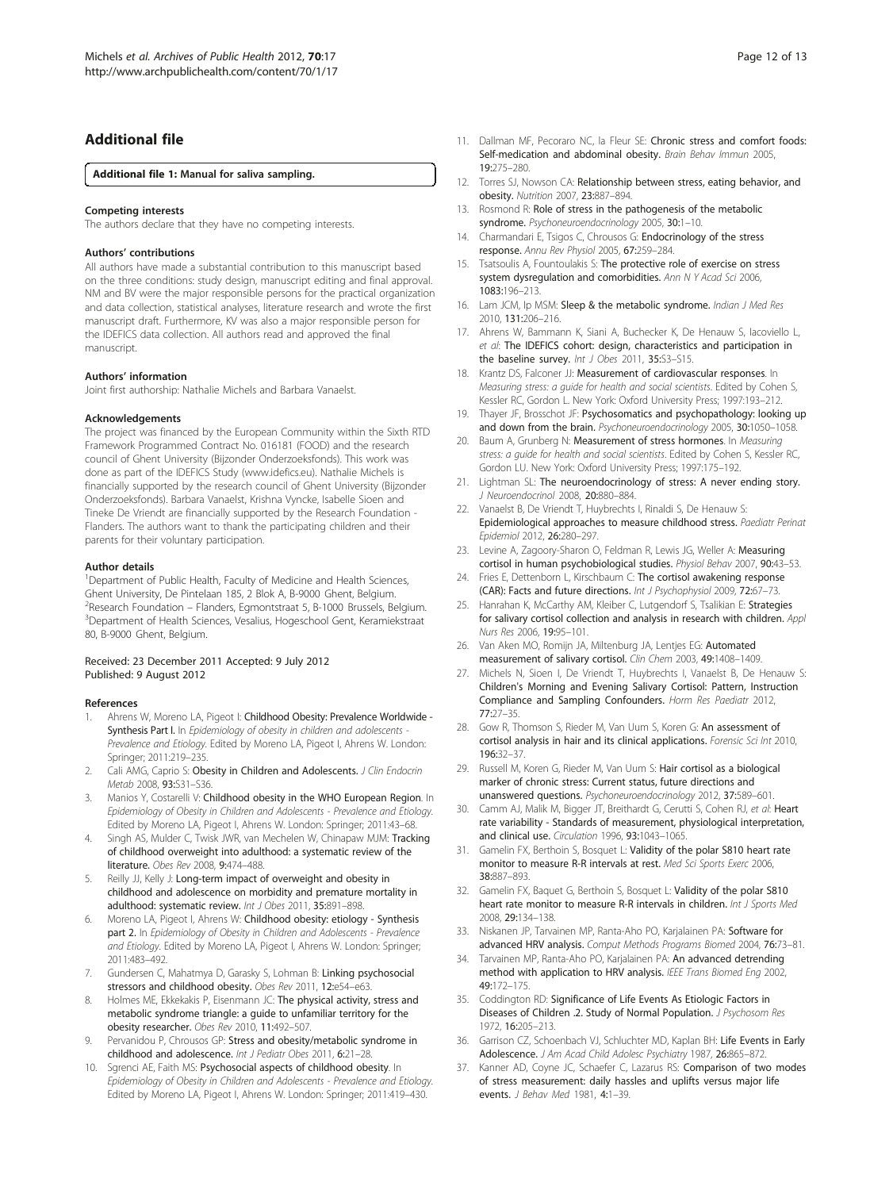## Additional file

**Additional file 1: Manual for saliva sampling.**

#### Competing interests

The authors declare that they have no competing interests.

#### Authors' contributions

All authors have made a substantial contribution to this manuscript based on the three conditions: study design, manuscript editing and final approval. NM and BV were the major responsible persons for the practical organization and data collection, statistical analyses, literature research and wrote the first manuscript draft. Furthermore, KV was also a major responsible person for the IDEFICS data collection. All authors read and approved the final manuscript.

#### Authors' information

Joint first authorship: Nathalie Michels and Barbara Vanaelst.

#### Acknowledgements

The project was financed by the European Community within the Sixth RTD Framework Programmed Contract No. 016181 (FOOD) and the research council of Ghent University (Bijzonder Onderzoeksfonds). This work was done as part of the IDEFICS Study (www.idefics.eu). Nathalie Michels is financially supported by the research council of Ghent University (Bijzonder Onderzoeksfonds). Barbara Vanaelst, Krishna Vyncke, Isabelle Sioen and Tineke De Vriendt are financially supported by the Research Foundation - Flanders. The authors want to thank the participating children and their parents for their voluntary participation.

#### Author details

[1]Department of Public Health, Faculty of Medicine and Health Sciences, Ghent University, De Pintelaan 185, 2 Blok A, B-9000 Ghent, Belgium. [2]Research Foundation – Flanders, Egmontstraat 5, B-1000 Brussels, Belgium. [3]Department of Health Sciences, Vesalius, Hogeschool Gent, Keramiekstraat 80, B-9000 Ghent, Belgium.

Received: 23 December 2011 Accepted: 9 July 2012
Published: 9 August 2012

#### References

1. Ahrens W, Moreno LA, Pigeot I: **Childhood Obesity: Prevalence Worldwide - Synthesis Part I.** In *Epidemiology of obesity in children and adolescents - Prevalence and Etiology*. Edited by Moreno LA, Pigeot I, Ahrens W. London: Springer; 2011:219–235.
2. Cali AMG, Caprio S: **Obesity in Children and Adolescents.** *J Clin Endocrin Metab* 2008, **93:**S31–S36.
3. Manios Y, Costarelli V: **Childhood obesity in the WHO European Region.** In *Epidemiology of Obesity in Children and Adolescents - Prevalence and Etiology*. Edited by Moreno LA, Pigeot I, Ahrens W. London: Springer; 2011:43–68.
4. Singh AS, Mulder C, Twisk JWR, van Mechelen W, Chinapaw MJM: **Tracking of childhood overweight into adulthood: a systematic review of the literature.** *Obes Rev* 2008, **9:**474–488.
5. Reilly JJ, Kelly J: **Long-term impact of overweight and obesity in childhood and adolescence on morbidity and premature mortality in adulthood: systematic review.** *Int J Obes* 2011, **35:**891–898.
6. Moreno LA, Pigeot I, Ahrens W: **Childhood obesity: etiology - Synthesis part 2.** In *Epidemiology of Obesity in Children and Adolescents - Prevalence and Etiology*. Edited by Moreno LA, Pigeot I, Ahrens W. London: Springer; 2011:483–492.
7. Gundersen C, Mahatmya D, Garasky S, Lohman B: **Linking psychosocial stressors and childhood obesity.** *Obes Rev* 2011, **12:**e54–e63.
8. Holmes ME, Ekkekakis P, Eisenmann JC: **The physical activity, stress and metabolic syndrome triangle: a guide to unfamiliar territory for the obesity researcher.** *Obes Rev* 2010, **11:**492–507.
9. Pervanidou P, Chrousos GP: **Stress and obesity/metabolic syndrome in childhood and adolescence.** *Int J Pediatr Obes* 2011, **6:**21–28.
10. Sgrenci AE, Faith MS: **Psychosocial aspects of childhood obesity.** In *Epidemiology of Obesity in Children and Adolescents - Prevalence and Etiology*. Edited by Moreno LA, Pigeot I, Ahrens W. London: Springer; 2011:419–430.
11. Dallman MF, Pecoraro NC, la Fleur SE: **Chronic stress and comfort foods: Self-medication and abdominal obesity.** *Brain Behav Immun* 2005, **19:**275–280.
12. Torres SJ, Nowson CA: **Relationship between stress, eating behavior, and obesity.** *Nutrition* 2007, **23:**887–894.
13. Rosmond R: **Role of stress in the pathogenesis of the metabolic syndrome.** *Psychoneuroendocrinology* 2005, **30:**1–10.
14. Charmandari E, Tsigos C, Chrousos G: **Endocrinology of the stress response.** *Annu Rev Physiol* 2005, **67:**259–284.
15. Tsatsoulis A, Fountoulakis S: **The protective role of exercise on stress system dysregulation and comorbidities.** *Ann N Y Acad Sci* 2006, **1083:**196–213.
16. Lam JCM, Ip MSM: **Sleep & the metabolic syndrome.** *Indian J Med Res* 2010, **131:**206–216.
17. Ahrens W, Bammann K, Siani A, Buchecker K, De Henauw S, Iacoviello L, *et al*: **The IDEFICS cohort: design, characteristics and participation in the baseline survey.** *Int J Obes* 2011, **35:**S3–S15.
18. Krantz DS, Falconer JJ: **Measurement of cardiovascular responses.** In *Measuring stress: a guide for health and social scientists*. Edited by Cohen S, Kessler RC, Gordon L. New York: Oxford University Press; 1997:193–212.
19. Thayer JF, Brosschot JF: **Psychosomatics and psychopathology: looking up and down from the brain.** *Psychoneuroendocrinology* 2005, **30:**1050–1058.
20. Baum A, Grunberg N: **Measurement of stress hormones.** In *Measuring stress: a guide for health and social scientists*. Edited by Cohen S, Kessler RC, Gordon LU. New York: Oxford University Press; 1997:175–192.
21. Lightman SL: **The neuroendocrinology of stress: A never ending story.** *J Neuroendocrinol* 2008, **20:**880–884.
22. Vanaelst B, De Vriendt T, Huybrechts I, Rinaldi S, De Henauw S: **Epidemiological approaches to measure childhood stress.** *Paediatr Perinat Epidemiol* 2012, **26:**280–297.
23. Levine A, Zagoory-Sharon O, Feldman R, Lewis JG, Weller A: **Measuring cortisol in human psychobiological studies.** *Physiol Behav* 2007, **90:**43–53.
24. Fries E, Dettenborn L, Kirschbaum C: **The cortisol awakening response (CAR): Facts and future directions.** *Int J Psychophysiol* 2009, **72:**67–73.
25. Hanrahan K, McCarthy AM, Kleiber C, Lutgendorf S, Tsalikian E: **Strategies for salivary cortisol collection and analysis in research with children.** *Appl Nurs Res* 2006, **19:**95–101.
26. Van Aken MO, Romijn JA, Miltenburg JA, Lentjes EG: **Automated measurement of salivary cortisol.** *Clin Chem* 2003, **49:**1408–1409.
27. Michels N, Sioen I, De Vriendt T, Huybrechts I, Vanaelst B, De Henauw S: **Children's Morning and Evening Salivary Cortisol: Pattern, Instruction Compliance and Sampling Confounders.** *Horm Res Paediatr* 2012, **77:**27–35.
28. Gow R, Thomson S, Rieder M, Van Uum S, Koren G: **An assessment of cortisol analysis in hair and its clinical applications.** *Forensic Sci Int* 2010, **196:**32–37.
29. Russell M, Koren G, Rieder M, Van Uum S: **Hair cortisol as a biological marker of chronic stress: Current status, future directions and unanswered questions.** *Psychoneuroendocrinology* 2012, **37:**589–601.
30. Camm AJ, Malik M, Bigger JT, Breithardt G, Cerutti S, Cohen RJ, *et al*: **Heart rate variability - Standards of measurement, physiological interpretation, and clinical use.** *Circulation* 1996, **93:**1043–1065.
31. Gamelin FX, Berthoin S, Bosquet L: **Validity of the polar S810 heart rate monitor to measure R-R intervals at rest.** *Med Sci Sports Exerc* 2006, **38:**887–893.
32. Gamelin FX, Baquet G, Berthoin S, Bosquet L: **Validity of the polar S810 heart rate monitor to measure R-R intervals in children.** *Int J Sports Med* 2008, **29:**134–138.
33. Niskanen JP, Tarvainen MP, Ranta-Aho PO, Karjalainen PA: **Software for advanced HRV analysis.** *Comput Methods Programs Biomed* 2004, **76:**73–81.
34. Tarvainen MP, Ranta-Aho PO, Karjalainen PA: **An advanced detrending method with application to HRV analysis.** *IEEE Trans Biomed Eng* 2002, **49:**172–175.
35. Coddington RD: **Significance of Life Events As Etiologic Factors in Diseases of Children .2. Study of Normal Population.** *J Psychosom Res* 1972, **16:**205–213.
36. Garrison CZ, Schoenbach VJ, Schluchter MD, Kaplan BH: **Life Events in Early Adolescence.** *J Am Acad Child Adolesc Psychiatry* 1987, **26:**865–872.
37. Kanner AD, Coyne JC, Schaefer C, Lazarus RS: **Comparison of two modes of stress measurement: daily hassles and uplifts versus major life events.** *J Behav Med* 1981, **4:**1–39.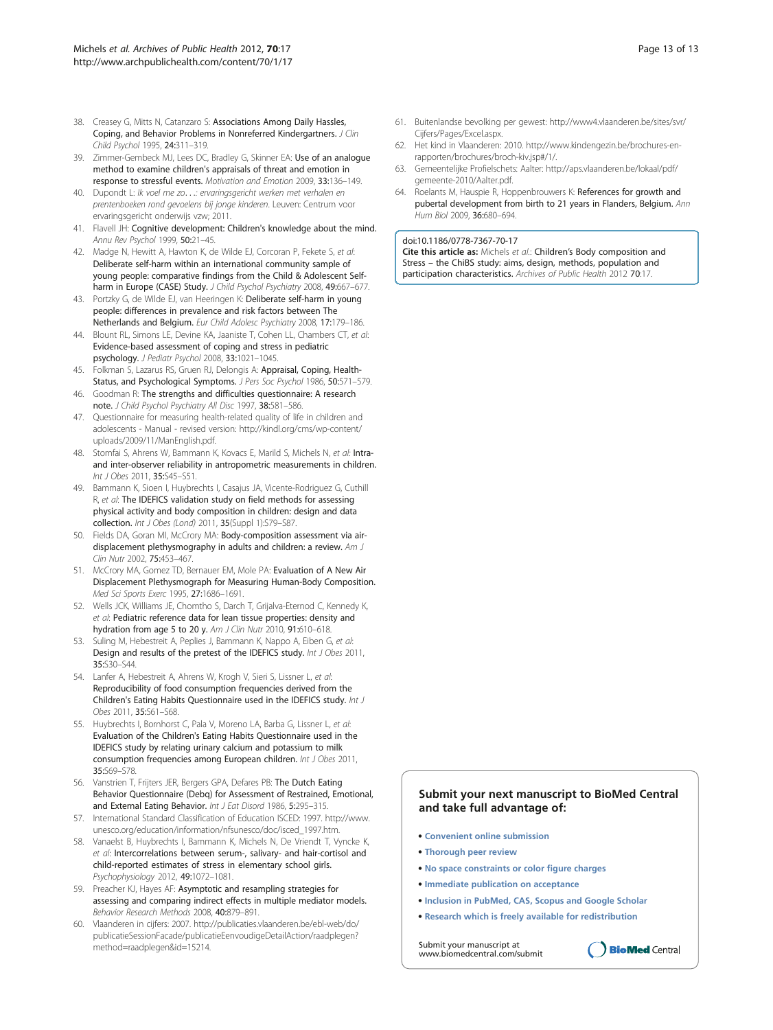38. Creasey G, Mitts N, Catanzaro S: **Associations Among Daily Hassles, Coping, and Behavior Problems in Nonreferred Kindergartners.** *J Clin Child Psychol* 1995, **24:**311–319.
39. Zimmer-Gembeck MJ, Lees DC, Bradley G, Skinner EA: **Use of an analogue method to examine children's appraisals of threat and emotion in response to stressful events.** *Motivation and Emotion* 2009, **33:**136–149.
40. Dupondt L: *Ik voel me zo. . .: ervaringsgericht werken met verhalen en prentenboeken rond gevoelens bij jonge kinderen.* Leuven: Centrum voor ervaringsgericht onderwijs vzw; 2011.
41. Flavell JH: **Cognitive development: Children's knowledge about the mind.** *Annu Rev Psychol* 1999, **50:**21–45.
42. Madge N, Hewitt A, Hawton K, de Wilde EJ, Corcoran P, Fekete S, *et al*: **Deliberate self-harm within an international community sample of young people: comparative findings from the Child & Adolescent Self-harm in Europe (CASE) Study.** *J Child Psychol Psychiatry* 2008, **49:**667–677.
43. Portzky G, de Wilde EJ, van Heeringen K: **Deliberate self-harm in young people: differences in prevalence and risk factors between The Netherlands and Belgium.** *Eur Child Adolesc Psychiatry* 2008, **17:**179–186.
44. Blount RL, Simons LE, Devine KA, Jaaniste T, Cohen LL, Chambers CT, *et al*: **Evidence-based assessment of coping and stress in pediatric psychology.** *J Pediatr Psychol* 2008, **33:**1021–1045.
45. Folkman S, Lazarus RS, Gruen RJ, Delongis A: **Appraisal, Coping, Health-Status, and Psychological Symptoms.** *J Pers Soc Psychol* 1986, **50:**571–579.
46. Goodman R: **The strengths and difficulties questionnaire: A research note.** *J Child Psychol Psychiatry All Disc* 1997, **38:**581–586.
47. Questionnaire for measuring health-related quality of life in children and adolescents - Manual - revised version: http://kindl.org/cms/wp-content/uploads/2009/11/ManEnglish.pdf.
48. Stomfai S, Ahrens W, Bammann K, Kovacs E, Marild S, Michels N, *et al*: **Intra- and inter-observer reliability in antropometric measurements in children.** *Int J Obes* 2011, **35:**S45–S51.
49. Bammann K, Sioen I, Huybrechts I, Casajus JA, Vicente-Rodriguez G, Cuthill R, *et al*: **The IDEFICS validation study on field methods for assessing physical activity and body composition in children: design and data collection.** *Int J Obes (Lond)* 2011, **35**(Suppl 1):S79–S87.
50. Fields DA, Goran MI, McCrory MA: **Body-composition assessment via air-displacement plethysmography in adults and children: a review.** *Am J Clin Nutr* 2002, **75:**453–467.
51. McCrory MA, Gomez TD, Bernauer EM, Mole PA: **Evaluation of A New Air Displacement Plethysmograph for Measuring Human-Body Composition.** *Med Sci Sports Exerc* 1995, **27:**1686–1691.
52. Wells JCK, Williams JE, Chomtho S, Darch T, Grijalva-Eternod C, Kennedy K, *et al*: **Pediatric reference data for lean tissue properties: density and hydration from age 5 to 20 y.** *Am J Clin Nutr* 2010, **91:**610–618.
53. Suling M, Hebestreit A, Peplies J, Bammann K, Nappo A, Eiben G, *et al*: **Design and results of the pretest of the IDEFICS study.** *Int J Obes* 2011, **35:**S30–S44.
54. Lanfer A, Hebestreit A, Ahrens W, Krogh V, Sieri S, Lissner L, *et al*: **Reproducibility of food consumption frequencies derived from the Children's Eating Habits Questionnaire used in the IDEFICS study.** *Int J Obes* 2011, **35:**S61–S68.
55. Huybrechts I, Bornhorst C, Pala V, Moreno LA, Barba G, Lissner L, *et al*: **Evaluation of the Children's Eating Habits Questionnaire used in the IDEFICS study by relating urinary calcium and potassium to milk consumption frequencies among European children.** *Int J Obes* 2011, **35:**S69–S78.
56. Vanstrien T, Frijters JER, Bergers GPA, Defares PB: **The Dutch Eating Behavior Questionnaire (Debq) for Assessment of Restrained, Emotional, and External Eating Behavior.** *Int J Eat Disord* 1986, **5:**295–315.
57. International Standard Classification of Education ISCED: 1997. http://www.unesco.org/education/information/nfsunesco/doc/isced_1997.htm.
58. Vanaelst B, Huybrechts I, Bammann K, Michels N, De Vriendt T, Vyncke K, *et al*: **Intercorrelations between serum-, salivary- and hair-cortisol and child-reported estimates of stress in elementary school girls.** *Psychophysiology* 2012, **49:**1072–1081.
59. Preacher KJ, Hayes AF: **Asymptotic and resampling strategies for assessing and comparing indirect effects in multiple mediator models.** *Behavior Research Methods* 2008, **40:**879–891.
60. Vlaanderen in cijfers: 2007. http://publicaties.vlaanderen.be/ebl-web/do/publicatieSessionFacade/publicatieEenvoudigeDetailAction/raadplegen?method=raadplegen&id=15214.
61. Buitenlandse bevolking per gewest: http://www4.vlaanderen.be/sites/svr/Cijfers/Pages/Excel.aspx.
62. Het kind in Vlaanderen: 2010. http://www.kindengezin.be/brochures-en-rapporten/brochures/broch-kiv.jsp#/1/.
63. Gemeentelijke Profielschets: Aalter: http://aps.vlaanderen.be/lokaal/pdf/gemeente-2010/Aalter.pdf.
64. Roelants M, Hauspie R, Hoppenbrouwers K: **References for growth and pubertal development from birth to 21 years in Flanders, Belgium.** *Ann Hum Biol* 2009, **36:**680–694.

doi:10.1186/0778-7367-70-17

**Cite this article as:** Michels *et al.*: Children's Body composition and Stress – the ChiBS study: aims, design, methods, population and participation characteristics. *Archives of Public Health* 2012 **70**:17.

**Submit your next manuscript to BioMed Central and take full advantage of:**

- **Convenient online submission**
- **Thorough peer review**
- **No space constraints or color figure charges**
- **Immediate publication on acceptance**
- **Inclusion in PubMed, CAS, Scopus and Google Scholar**
- **Research which is freely available for redistribution**

Submit your manuscript at www.biomedcentral.com/submit

BioMed Central